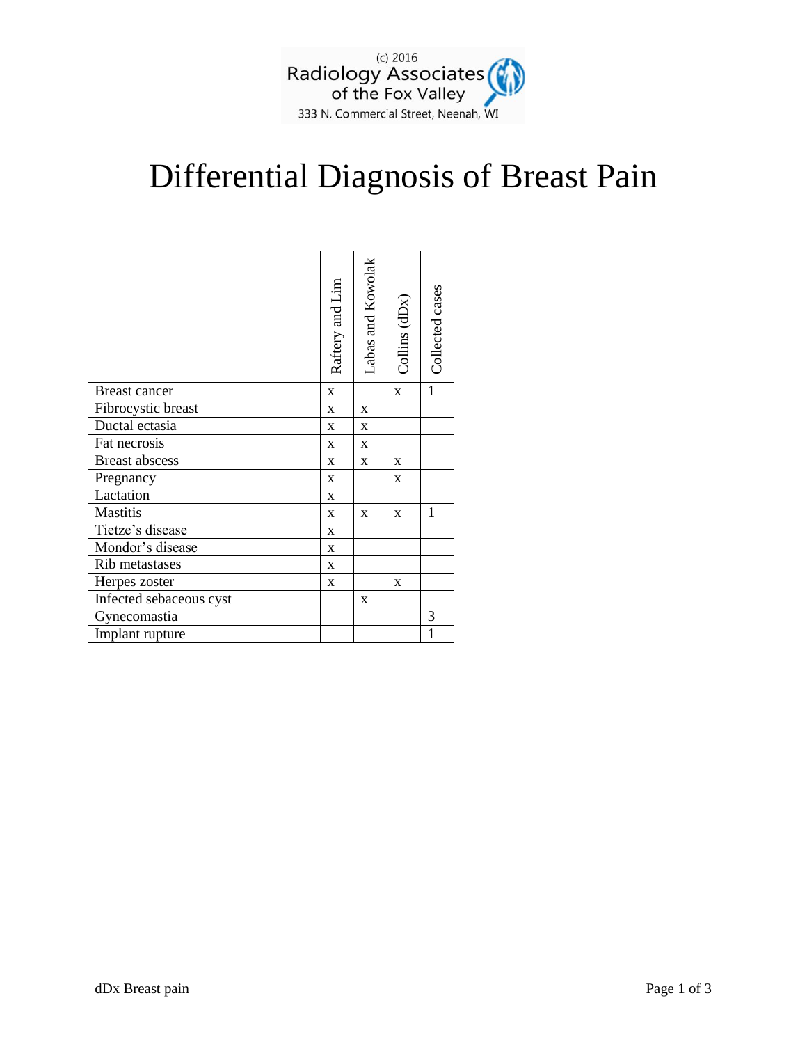(c) 2016
Radiology Associates of the Fox Valley
333 N. Commercial Street, Neenah, WI

# Differential Diagnosis of Breast Pain

| | Raftery and Lim | Labas and Kowolak | Collins (dDx) | Collected cases |
|---|---|---|---|---|
| Breast cancer | x | | x | 1 |
| Fibrocystic breast | x | x | | |
| Ductal ectasia | x | x | | |
| Fat necrosis | x | x | | |
| Breast abscess | x | x | x | |
| Pregnancy | x | | x | |
| Lactation | x | | | |
| Mastitis | x | x | x | 1 |
| Tietze's disease | x | | | |
| Mondor's disease | x | | | |
| Rib metastases | x | | | |
| Herpes zoster | x | | x | |
| Infected sebaceous cyst | | x | | |
| Gynecomastia | | | | 3 |
| Implant rupture | | | | 1 |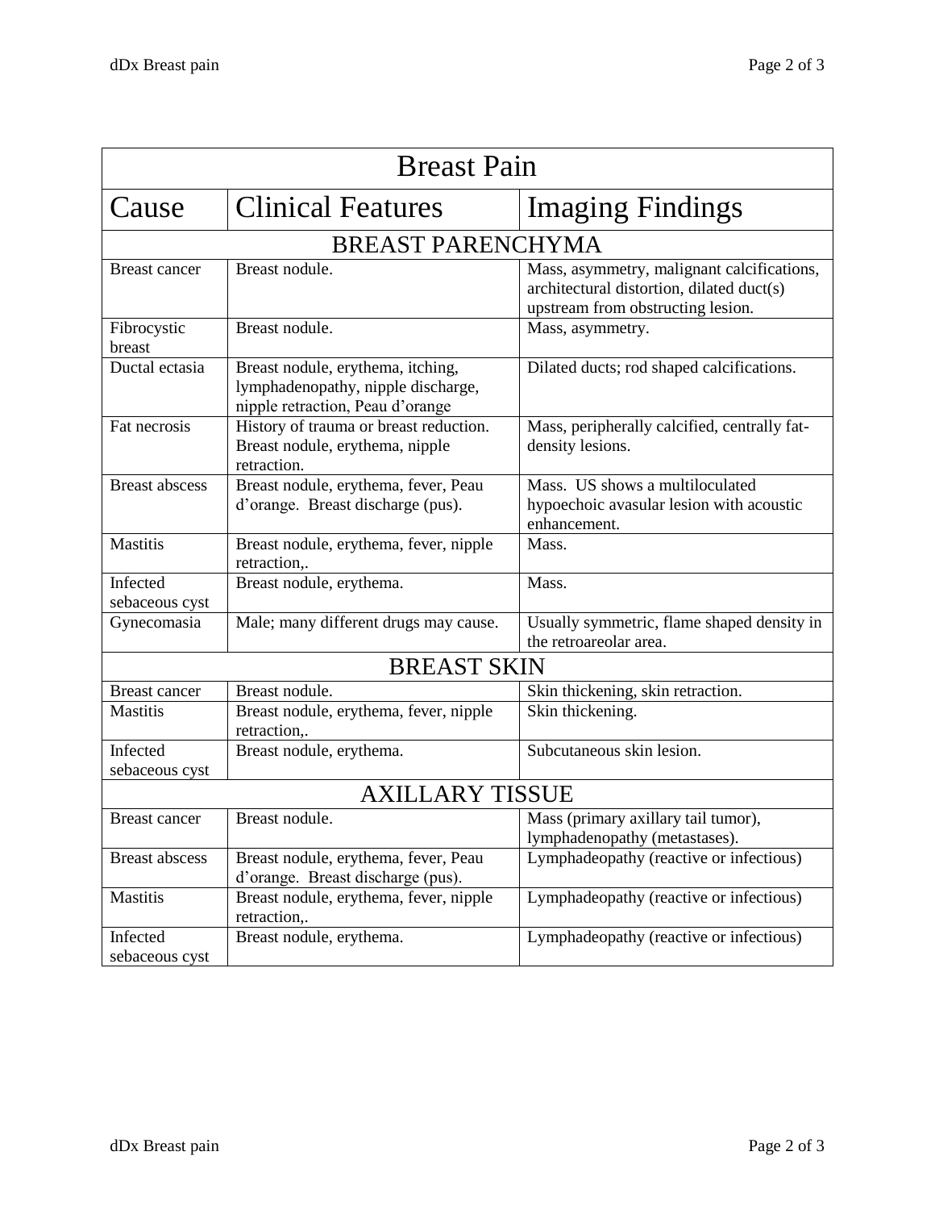| Breast Pain | | |
|---|---|---|
| **Cause** | **Clinical Features** | **Imaging Findings** |
| **BREAST PARENCHYMA** | | |
| Breast cancer | Breast nodule. | Mass, asymmetry, malignant calcifications, architectural distortion, dilated duct(s) upstream from obstructing lesion. |
| Fibrocystic breast | Breast nodule. | Mass, asymmetry. |
| Ductal ectasia | Breast nodule, erythema, itching, lymphadenopathy, nipple discharge, nipple retraction, Peau d'orange | Dilated ducts; rod shaped calcifications. |
| Fat necrosis | History of trauma or breast reduction. Breast nodule, erythema, nipple retraction. | Mass, peripherally calcified, centrally fat-density lesions. |
| Breast abscess | Breast nodule, erythema, fever, Peau d'orange. Breast discharge (pus). | Mass. US shows a multiloculated hypoechoic avasular lesion with acoustic enhancement. |
| Mastitis | Breast nodule, erythema, fever, nipple retraction,. | Mass. |
| Infected sebaceous cyst | Breast nodule, erythema. | Mass. |
| Gynecomasia | Male; many different drugs may cause. | Usually symmetric, flame shaped density in the retroareolar area. |
| **BREAST SKIN** | | |
| Breast cancer | Breast nodule. | Skin thickening, skin retraction. |
| Mastitis | Breast nodule, erythema, fever, nipple retraction,. | Skin thickening. |
| Infected sebaceous cyst | Breast nodule, erythema. | Subcutaneous skin lesion. |
| **AXILLARY TISSUE** | | |
| Breast cancer | Breast nodule. | Mass (primary axillary tail tumor), lymphadenopathy (metastases). |
| Breast abscess | Breast nodule, erythema, fever, Peau d'orange. Breast discharge (pus). | Lymphadeopathy (reactive or infectious) |
| Mastitis | Breast nodule, erythema, fever, nipple retraction,. | Lymphadeopathy (reactive or infectious) |
| Infected sebaceous cyst | Breast nodule, erythema. | Lymphadeopathy (reactive or infectious) |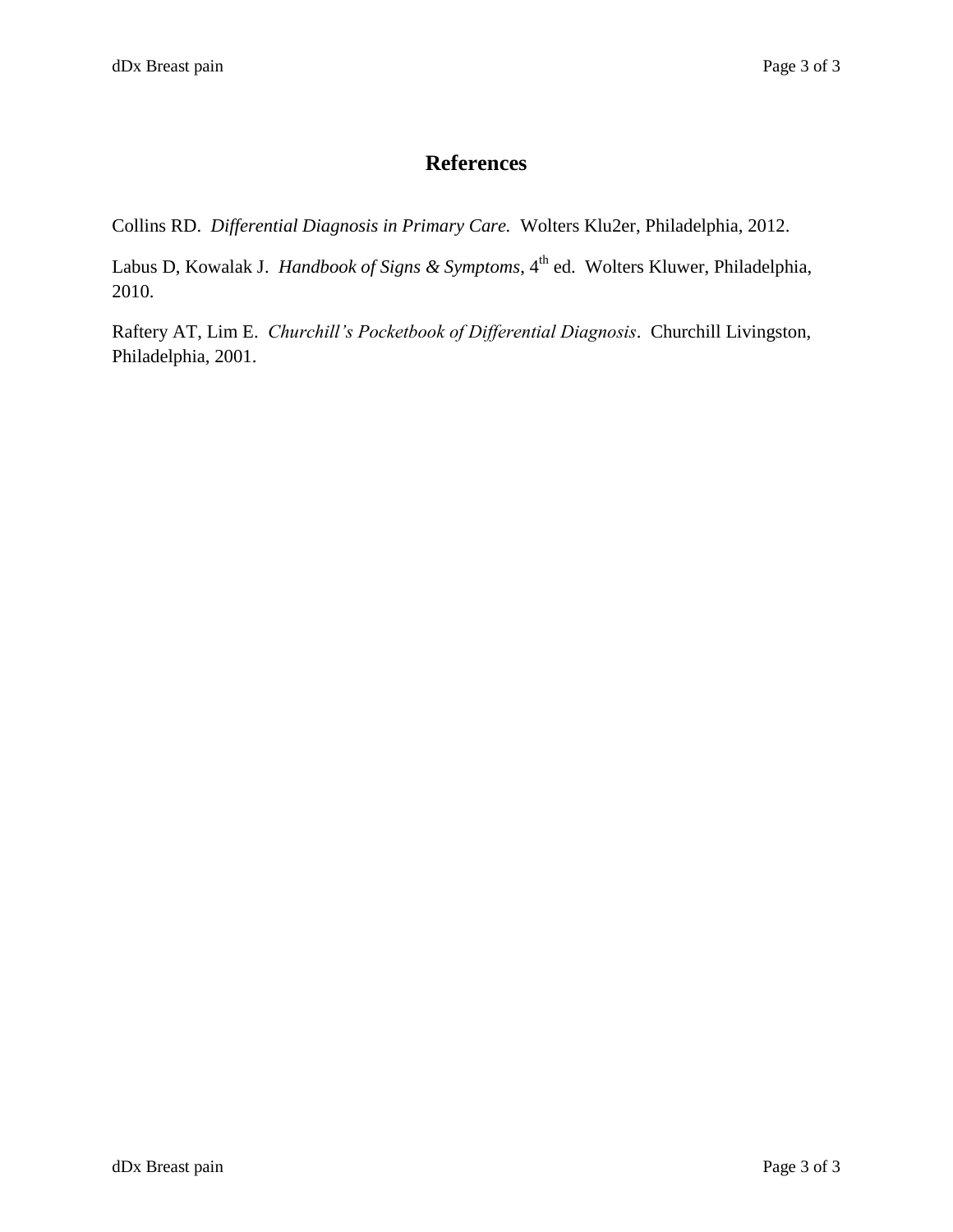## References

Collins RD. *Differential Diagnosis in Primary Care.* Wolters Klu2er, Philadelphia, 2012.

Labus D, Kowalak J. *Handbook of Signs & Symptoms*, 4th ed. Wolters Kluwer, Philadelphia, 2010.

Raftery AT, Lim E. *Churchill's Pocketbook of Differential Diagnosis*. Churchill Livingston, Philadelphia, 2001.